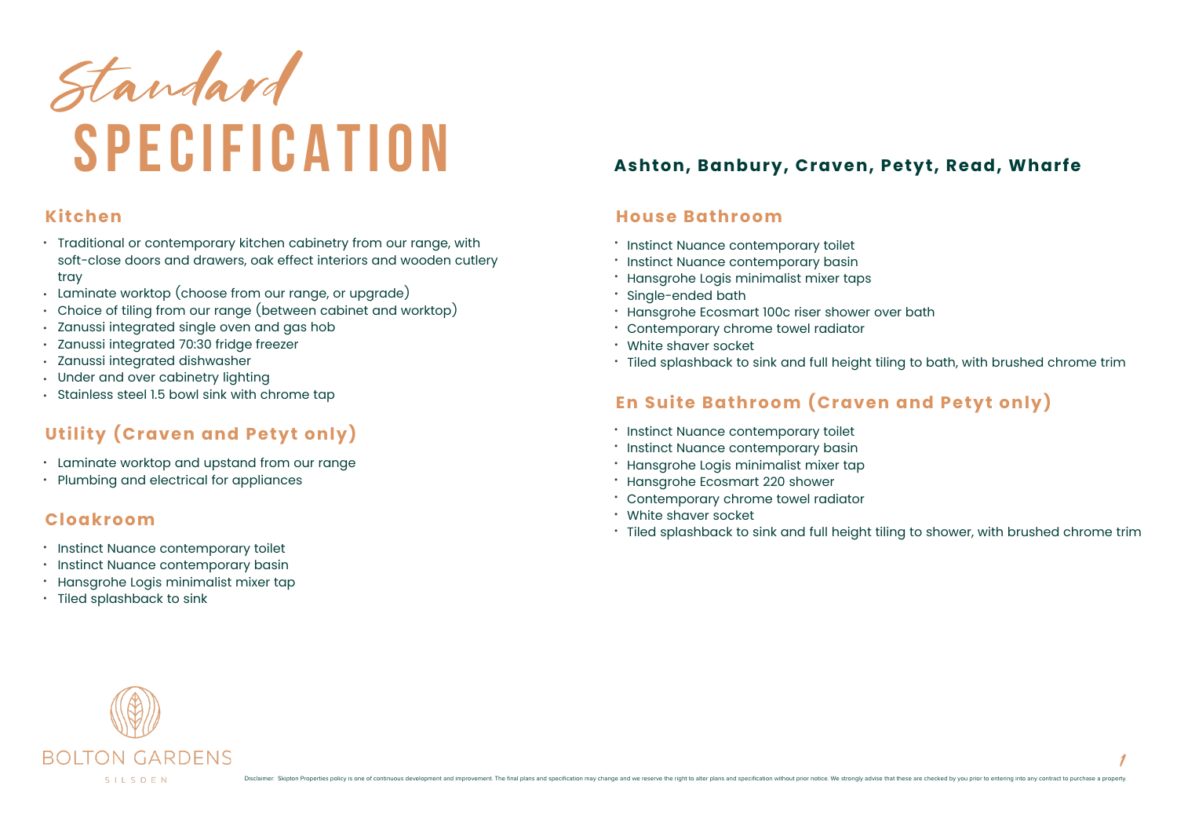# Standard SPECIFICATION

## Ashton, Banbury, Craven, Petyt, Read, Wharfe

### Kitchen

- Traditional or contemporary kitchen cabinetry from our range, with soft-close doors and drawers, oak effect interiors and wooden cutlery tray
- Laminate worktop (choose from our range, or upgrade)
- Choice of tiling from our range (between cabinet and worktop)
- Zanussi integrated single oven and gas hob
- Zanussi integrated 70:30 fridge freezer
- Zanussi integrated dishwasher
- Under and over cabinetry lighting
- Stainless steel 1.5 bowl sink with chrome tap

### Utility (Craven and Petyt only)

- Laminate worktop and upstand from our range
- Plumbing and electrical for appliances

### Cloakroom

- Instinct Nuance contemporary toilet
- Instinct Nuance contemporary basin
- Hansgrohe Logis minimalist mixer tap
- Tiled splashback to sink

### House Bathroom

- Instinct Nuance contemporary toilet
- Instinct Nuance contemporary basin
- Hansgrohe Logis minimalist mixer taps
- Single-ended bath
- Hansgrohe Ecosmart 100c riser shower over bath
- Contemporary chrome towel radiator
- White shaver socket
- Tiled splashback to sink and full height tiling to bath, with brushed chrome trim

### En Suite Bathroom (Craven and Petyt only)

- Instinct Nuance contemporary toilet
- Instinct Nuance contemporary basin
- Hansgrohe Logis minimalist mixer tap
- Hansgrohe Ecosmart 220 shower
- Contemporary chrome towel radiator
- White shaver socket
- Tiled splashback to sink and full height tiling to shower, with brushed chrome trim

BOLTON GARDENS

SILSDEN

Disclaimer: Skipton Properties policy is one of continuous development and improvement. The final plans and specification may change and we reserve the right to alter plans and specification without prior notice. We strongly advise that these are checked by you prior to entering into any contract to purchase a property.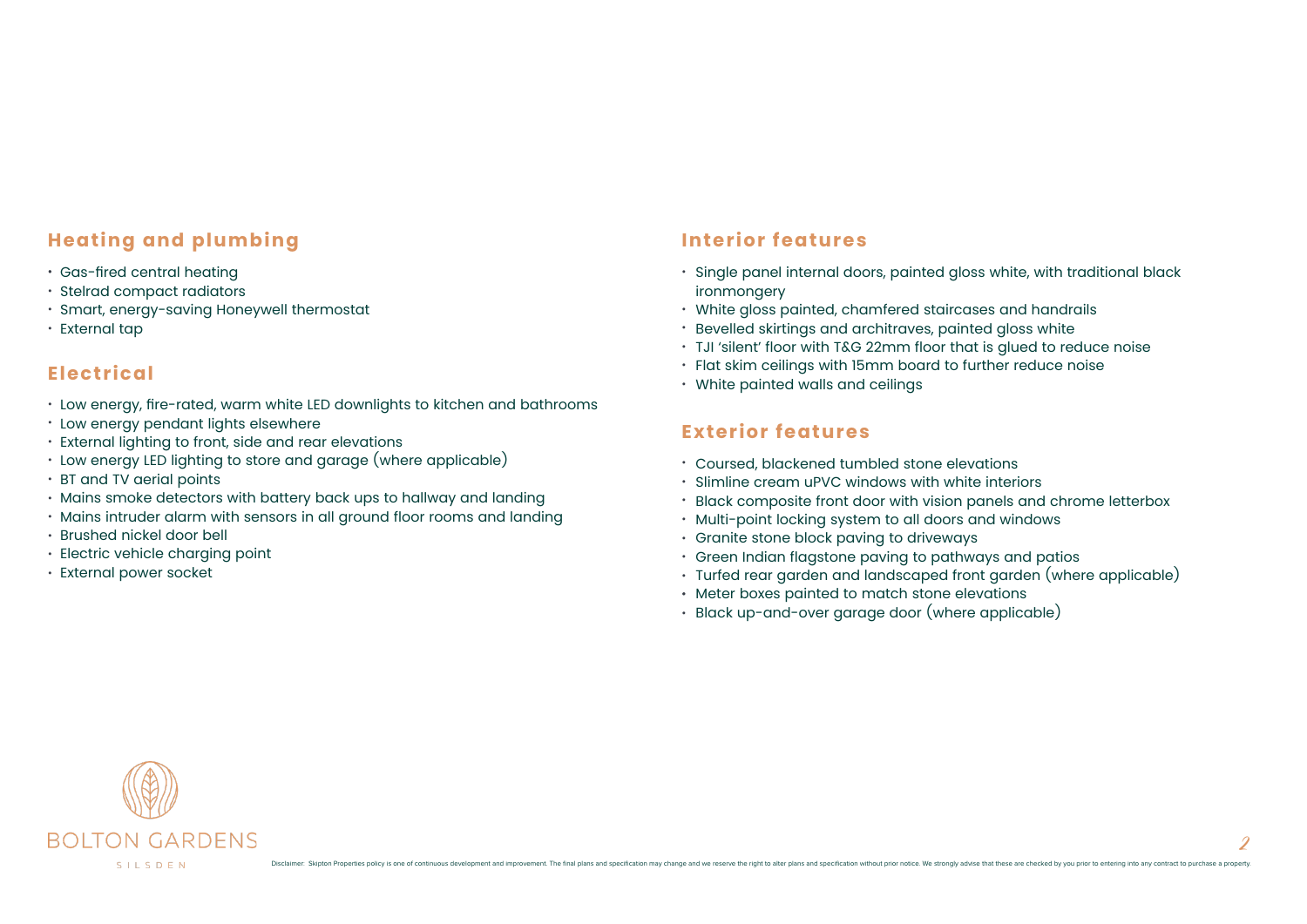## Heating and plumbing

- Gas-fired central heating
- Stelrad compact radiators
- Smart, energy-saving Honeywell thermostat
- External tap

## Electrical

- Low energy, fire-rated, warm white LED downlights to kitchen and bathrooms
- Low energy pendant lights elsewhere
- External lighting to front, side and rear elevations
- Low energy LED lighting to store and garage (where applicable)
- BT and TV aerial points
- Mains smoke detectors with battery back ups to hallway and landing
- Mains intruder alarm with sensors in all ground floor rooms and landing
- Brushed nickel door bell
- Electric vehicle charging point
- External power socket

## Interior features

- Single panel internal doors, painted gloss white, with traditional black ironmongery
- White gloss painted, chamfered staircases and handrails
- Bevelled skirtings and architraves, painted gloss white
- TJI 'silent' floor with T&G 22mm floor that is glued to reduce noise
- Flat skim ceilings with 15mm board to further reduce noise
- White painted walls and ceilings

## Exterior features

- Coursed, blackened tumbled stone elevations
- Slimline cream uPVC windows with white interiors
- Black composite front door with vision panels and chrome letterbox
- Multi-point locking system to all doors and windows
- Granite stone block paving to driveways
- Green Indian flagstone paving to pathways and patios
- Turfed rear garden and landscaped front garden (where applicable)
- Meter boxes painted to match stone elevations
- Black up-and-over garage door (where applicable)

BOLTON GARDENS

SILSDEN

Disclaimer: Skipton Properties policy is one of continuous development and improvement. The final plans and specification may change and we reserve the right to alter plans and specification without prior notice. We strongly advise that these are checked by you prior to entering into any contract to purchase a property.